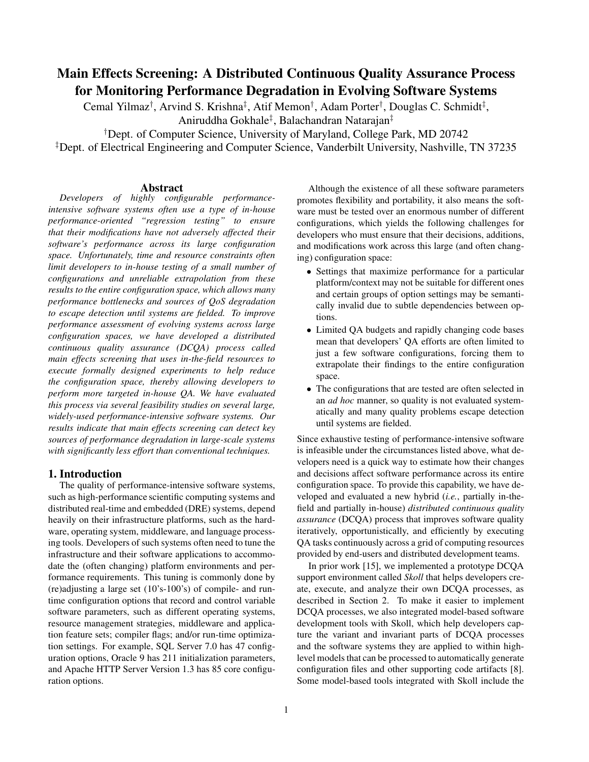# Main Effects Screening: A Distributed Continuous Quality Assurance Process for Monitoring Performance Degradation in Evolving Software Systems

Cemal Yilmaz[†], Arvind S. Krishna[‡], Atif Memon[†], Adam Porter[†], Douglas C. Schmidt[‡], Aniruddha Gokhale[‡], Balachandran Natarajan[‡]

[†]Dept. of Computer Science, University of Maryland, College Park, MD 20742

[‡]Dept. of Electrical Engineering and Computer Science, Vanderbilt University, Nashville, TN 37235

## Abstract

*Developers of highly configurable performance-intensive software systems often use a type of in-house performance-oriented "regression testing" to ensure that their modifications have not adversely affected their software's performance across its large configuration space. Unfortunately, time and resource constraints often limit developers to in-house testing of a small number of configurations and unreliable extrapolation from these results to the entire configuration space, which allows many performance bottlenecks and sources of QoS degradation to escape detection until systems are fielded. To improve performance assessment of evolving systems across large configuration spaces, we have developed a distributed continuous quality assurance (DCQA) process called main effects screening that uses in-the-field resources to execute formally designed experiments to help reduce the configuration space, thereby allowing developers to perform more targeted in-house QA. We have evaluated this process via several feasibility studies on several large, widely-used performance-intensive software systems. Our results indicate that main effects screening can detect key sources of performance degradation in large-scale systems with significantly less effort than conventional techniques.*

## 1. Introduction

The quality of performance-intensive software systems, such as high-performance scientific computing systems and distributed real-time and embedded (DRE) systems, depend heavily on their infrastructure platforms, such as the hardware, operating system, middleware, and language processing tools. Developers of such systems often need to tune the infrastructure and their software applications to accommodate the (often changing) platform environments and performance requirements. This tuning is commonly done by (re)adjusting a large set (10's-100's) of compile- and run-time configuration options that record and control variable software parameters, such as different operating systems, resource management strategies, middleware and application feature sets; compiler flags; and/or run-time optimization settings. For example, SQL Server 7.0 has 47 configuration options, Oracle 9 has 211 initialization parameters, and Apache HTTP Server Version 1.3 has 85 core configuration options.

Although the existence of all these software parameters promotes flexibility and portability, it also means the software must be tested over an enormous number of different configurations, which yields the following challenges for developers who must ensure that their decisions, additions, and modifications work across this large (and often changing) configuration space:

- Settings that maximize performance for a particular platform/context may not be suitable for different ones and certain groups of option settings may be semantically invalid due to subtle dependencies between options.
- Limited QA budgets and rapidly changing code bases mean that developers' QA efforts are often limited to just a few software configurations, forcing them to extrapolate their findings to the entire configuration space.
- The configurations that are tested are often selected in an *ad hoc* manner, so quality is not evaluated systematically and many quality problems escape detection until systems are fielded.

Since exhaustive testing of performance-intensive software is infeasible under the circumstances listed above, what developers need is a quick way to estimate how their changes and decisions affect software performance across its entire configuration space. To provide this capability, we have developed and evaluated a new hybrid (*i.e.*, partially in-the-field and partially in-house) *distributed continuous quality assurance* (DCQA) process that improves software quality iteratively, opportunistically, and efficiently by executing QA tasks continuously across a grid of computing resources provided by end-users and distributed development teams.

In prior work [15], we implemented a prototype DCQA support environment called *Skoll* that helps developers create, execute, and analyze their own DCQA processes, as described in Section 2. To make it easier to implement DCQA processes, we also integrated model-based software development tools with Skoll, which help developers capture the variant and invariant parts of DCQA processes and the software systems they are applied to within high-level models that can be processed to automatically generate configuration files and other supporting code artifacts [8]. Some model-based tools integrated with Skoll include the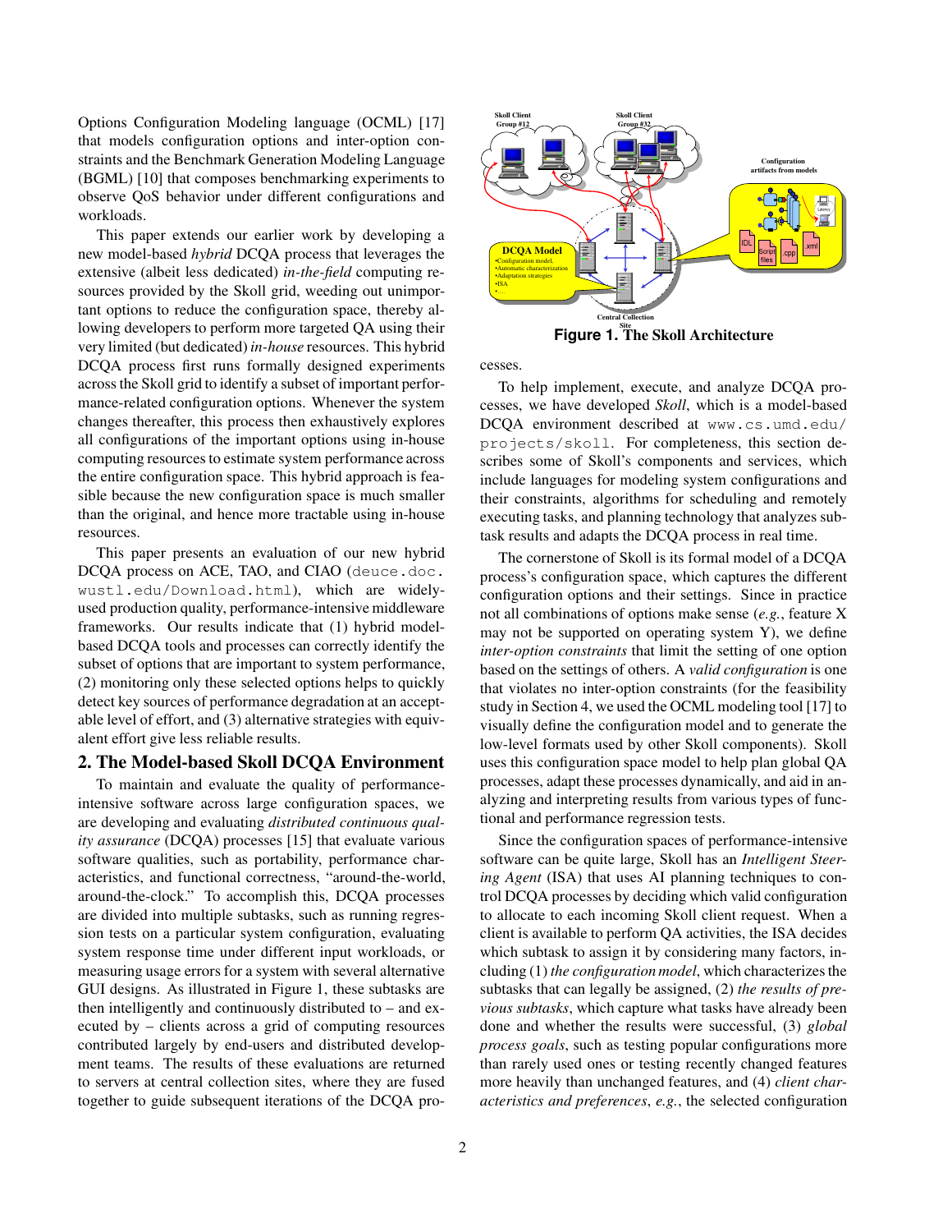Options Configuration Modeling language (OCML) [17] that models configuration options and inter-option constraints and the Benchmark Generation Modeling Language (BGML) [10] that composes benchmarking experiments to observe QoS behavior under different configurations and workloads.

This paper extends our earlier work by developing a new model-based *hybrid* DCQA process that leverages the extensive (albeit less dedicated) *in-the-field* computing resources provided by the Skoll grid, weeding out unimportant options to reduce the configuration space, thereby allowing developers to perform more targeted QA using their very limited (but dedicated) *in-house* resources. This hybrid DCQA process first runs formally designed experiments across the Skoll grid to identify a subset of important performance-related configuration options. Whenever the system changes thereafter, this process then exhaustively explores all configurations of the important options using in-house computing resources to estimate system performance across the entire configuration space. This hybrid approach is feasible because the new configuration space is much smaller than the original, and hence more tractable using in-house resources.

This paper presents an evaluation of our new hybrid DCQA process on ACE, TAO, and CIAO (`deuce.doc.wustl.edu/Download.html`), which are widely-used production quality, performance-intensive middleware frameworks. Our results indicate that (1) hybrid model-based DCQA tools and processes can correctly identify the subset of options that are important to system performance, (2) monitoring only these selected options helps to quickly detect key sources of performance degradation at an acceptable level of effort, and (3) alternative strategies with equivalent effort give less reliable results.

## 2. The Model-based Skoll DCQA Environment

To maintain and evaluate the quality of performance-intensive software across large configuration spaces, we are developing and evaluating *distributed continuous quality assurance* (DCQA) processes [15] that evaluate various software qualities, such as portability, performance characteristics, and functional correctness, "around-the-world, around-the-clock." To accomplish this, DCQA processes are divided into multiple subtasks, such as running regression tests on a particular system configuration, evaluating system response time under different input workloads, or measuring usage errors for a system with several alternative GUI designs. As illustrated in Figure 1, these subtasks are then intelligently and continuously distributed to – and executed by – clients across a grid of computing resources contributed largely by end-users and distributed development teams. The results of these evaluations are returned to servers at central collection sites, where they are fused together to guide subsequent iterations of the DCQA processes.

**Figure 1. The Skoll Architecture**

To help implement, execute, and analyze DCQA processes, we have developed *Skoll*, which is a model-based DCQA environment described at `www.cs.umd.edu/projects/skoll`. For completeness, this section describes some of Skoll's components and services, which include languages for modeling system configurations and their constraints, algorithms for scheduling and remotely executing tasks, and planning technology that analyzes subtask results and adapts the DCQA process in real time.

The cornerstone of Skoll is its formal model of a DCQA process's configuration space, which captures the different configuration options and their settings. Since in practice not all combinations of options make sense (*e.g.*, feature X may not be supported on operating system Y), we define *inter-option constraints* that limit the setting of one option based on the settings of others. A *valid configuration* is one that violates no inter-option constraints (for the feasibility study in Section 4, we used the OCML modeling tool [17] to visually define the configuration model and to generate the low-level formats used by other Skoll components). Skoll uses this configuration space model to help plan global QA processes, adapt these processes dynamically, and aid in analyzing and interpreting results from various types of functional and performance regression tests.

Since the configuration spaces of performance-intensive software can be quite large, Skoll has an *Intelligent Steering Agent* (ISA) that uses AI planning techniques to control DCQA processes by deciding which valid configuration to allocate to each incoming Skoll client request. When a client is available to perform QA activities, the ISA decides which subtask to assign it by considering many factors, including (1) *the configuration model*, which characterizes the subtasks that can legally be assigned, (2) *the results of previous subtasks*, which capture what tasks have already been done and whether the results were successful, (3) *global process goals*, such as testing popular configurations more than rarely used ones or testing recently changed features more heavily than unchanged features, and (4) *client characteristics and preferences*, *e.g.*, the selected configuration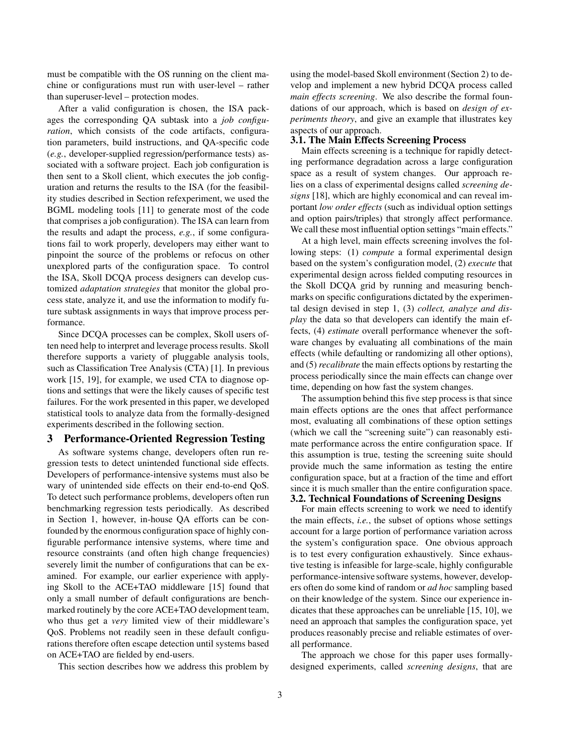must be compatible with the OS running on the client machine or configurations must run with user-level – rather than superuser-level – protection modes.

After a valid configuration is chosen, the ISA packages the corresponding QA subtask into a *job configuration*, which consists of the code artifacts, configuration parameters, build instructions, and QA-specific code (*e.g.*, developer-supplied regression/performance tests) associated with a software project. Each job configuration is then sent to a Skoll client, which executes the job configuration and returns the results to the ISA (for the feasibility studies described in Section refexperiment, we used the BGML modeling tools [11] to generate most of the code that comprises a job configuration). The ISA can learn from the results and adapt the process, *e.g.*, if some configurations fail to work properly, developers may either want to pinpoint the source of the problems or refocus on other unexplored parts of the configuration space. To control the ISA, Skoll DCQA process designers can develop customized *adaptation strategies* that monitor the global process state, analyze it, and use the information to modify future subtask assignments in ways that improve process performance.

Since DCQA processes can be complex, Skoll users often need help to interpret and leverage process results. Skoll therefore supports a variety of pluggable analysis tools, such as Classification Tree Analysis (CTA) [1]. In previous work [15, 19], for example, we used CTA to diagnose options and settings that were the likely causes of specific test failures. For the work presented in this paper, we developed statistical tools to analyze data from the formally-designed experiments described in the following section.

## 3 Performance-Oriented Regression Testing

As software systems change, developers often run regression tests to detect unintended functional side effects. Developers of performance-intensive systems must also be wary of unintended side effects on their end-to-end QoS. To detect such performance problems, developers often run benchmarking regression tests periodically. As described in Section 1, however, in-house QA efforts can be confounded by the enormous configuration space of highly configurable performance intensive systems, where time and resource constraints (and often high change frequencies) severely limit the number of configurations that can be examined. For example, our earlier experience with applying Skoll to the ACE+TAO middleware [15] found that only a small number of default configurations are benchmarked routinely by the core ACE+TAO development team, who thus get a *very* limited view of their middleware's QoS. Problems not readily seen in these default configurations therefore often escape detection until systems based on ACE+TAO are fielded by end-users.

This section describes how we address this problem by using the model-based Skoll environment (Section 2) to develop and implement a new hybrid DCQA process called *main effects screening*. We also describe the formal foundations of our approach, which is based on *design of experiments theory*, and give an example that illustrates key aspects of our approach.

### 3.1. The Main Effects Screening Process

Main effects screening is a technique for rapidly detecting performance degradation across a large configuration space as a result of system changes. Our approach relies on a class of experimental designs called *screening designs* [18], which are highly economical and can reveal important *low order effects* (such as individual option settings and option pairs/triples) that strongly affect performance. We call these most influential option settings "main effects."

At a high level, main effects screening involves the following steps: (1) *compute* a formal experimental design based on the system's configuration model, (2) *execute* that experimental design across fielded computing resources in the Skoll DCQA grid by running and measuring benchmarks on specific configurations dictated by the experimental design devised in step 1, (3) *collect, analyze and display* the data so that developers can identify the main effects, (4) *estimate* overall performance whenever the software changes by evaluating all combinations of the main effects (while defaulting or randomizing all other options), and (5) *recalibrate* the main effects options by restarting the process periodically since the main effects can change over time, depending on how fast the system changes.

The assumption behind this five step process is that since main effects options are the ones that affect performance most, evaluating all combinations of these option settings (which we call the "screening suite") can reasonably estimate performance across the entire configuration space. If this assumption is true, testing the screening suite should provide much the same information as testing the entire configuration space, but at a fraction of the time and effort since it is much smaller than the entire configuration space.

### 3.2. Technical Foundations of Screening Designs

For main effects screening to work we need to identify the main effects, *i.e.*, the subset of options whose settings account for a large portion of performance variation across the system's configuration space. One obvious approach is to test every configuration exhaustively. Since exhaustive testing is infeasible for large-scale, highly configurable performance-intensive software systems, however, developers often do some kind of random or *ad hoc* sampling based on their knowledge of the system. Since our experience indicates that these approaches can be unreliable [15, 10], we need an approach that samples the configuration space, yet produces reasonably precise and reliable estimates of overall performance.

The approach we chose for this paper uses formally-designed experiments, called *screening designs*, that are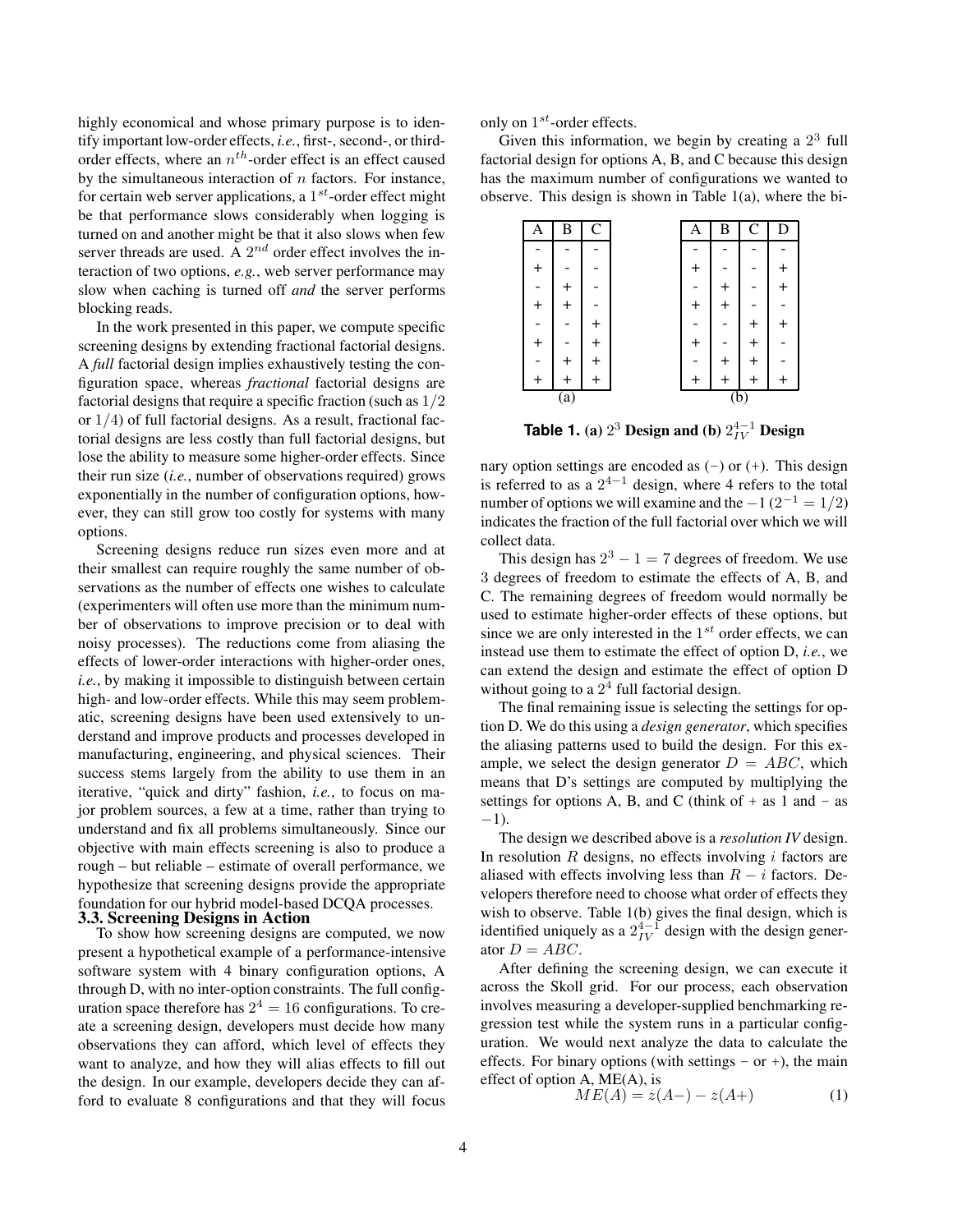highly economical and whose primary purpose is to identify important low-order effects, *i.e.*, first-, second-, or third-order effects, where an $n^{th}$-order effect is an effect caused by the simultaneous interaction of $n$ factors. For instance, for certain web server applications, a $1^{st}$-order effect might be that performance slows considerably when logging is turned on and another might be that it also slows when few server threads are used. A $2^{nd}$ order effect involves the interaction of two options, *e.g.*, web server performance may slow when caching is turned off *and* the server performs blocking reads.

In the work presented in this paper, we compute specific screening designs by extending fractional factorial designs. A *full* factorial design implies exhaustively testing the configuration space, whereas *fractional* factorial designs are factorial designs that require a specific fraction (such as $1/2$ or $1/4$) of full factorial designs. As a result, fractional factorial designs are less costly than full factorial designs, but lose the ability to measure some higher-order effects. Since their run size (*i.e.*, number of observations required) grows exponentially in the number of configuration options, however, they can still grow too costly for systems with many options.

Screening designs reduce run sizes even more and at their smallest can require roughly the same number of observations as the number of effects one wishes to calculate (experimenters will often use more than the minimum number of observations to improve precision or to deal with noisy processes). The reductions come from aliasing the effects of lower-order interactions with higher-order ones, *i.e.*, by making it impossible to distinguish between certain high- and low-order effects. While this may seem problematic, screening designs have been used extensively to understand and improve products and processes developed in manufacturing, engineering, and physical sciences. Their success stems largely from the ability to use them in an iterative, "quick and dirty" fashion, *i.e.*, to focus on major problem sources, a few at a time, rather than trying to understand and fix all problems simultaneously. Since our objective with main effects screening is also to produce a rough – but reliable – estimate of overall performance, we hypothesize that screening designs provide the appropriate foundation for our hybrid model-based DCQA processes.

### 3.3. Screening Designs in Action

To show how screening designs are computed, we now present a hypothetical example of a performance-intensive software system with 4 binary configuration options, A through D, with no inter-option constraints. The full configuration space therefore has $2^4 = 16$ configurations. To create a screening design, developers must decide how many observations they can afford, which level of effects they want to analyze, and how they will alias effects to fill out the design. In our example, developers decide they can afford to evaluate 8 configurations and that they will focus only on $1^{st}$-order effects.

Given this information, we begin by creating a $2^3$ full factorial design for options A, B, and C because this design has the maximum number of configurations we wanted to observe. This design is shown in Table 1(a), where the binary option settings are encoded as $(-)$ or $(+)$. This design is referred to as a $2^{4-1}$ design, where 4 refers to the total number of options we will examine and the $-1$ ($2^{-1} = 1/2$) indicates the fraction of the full factorial over which we will collect data.

(a)

| A | B | C |
|---|---|---|
| - | - | - |
| + | - | - |
| - | + | - |
| + | + | - |
| - | - | + |
| + | - | + |
| - | + | + |
| + | + | + |

(b)

| A | B | C | D |
|---|---|---|---|
| - | - | - | - |
| + | - | - | + |
| - | + | - | + |
| + | + | - | - |
| - | - | + | + |
| + | - | + | - |
| - | + | + | - |
| + | + | + | + |

**Table 1. (a) $2^3$ Design and (b) $2^{4-1}_{IV}$ Design**

This design has $2^3 - 1 = 7$ degrees of freedom. We use 3 degrees of freedom to estimate the effects of A, B, and C. The remaining degrees of freedom would normally be used to estimate higher-order effects of these options, but since we are only interested in the $1^{st}$ order effects, we can instead use them to estimate the effect of option D, *i.e.*, we can extend the design and estimate the effect of option D without going to a $2^4$ full factorial design.

The final remaining issue is selecting the settings for option D. We do this using a *design generator*, which specifies the aliasing patterns used to build the design. For this example, we select the design generator $D = ABC$, which means that D's settings are computed by multiplying the settings for options A, B, and C (think of + as 1 and − as $-1$).

The design we described above is a *resolution IV* design. In resolution $R$ designs, no effects involving $i$ factors are aliased with effects involving less than $R - i$ factors. Developers therefore need to choose what order of effects they wish to observe. Table 1(b) gives the final design, which is identified uniquely as a $2^{4-1}_{IV}$ design with the design generator $D = ABC$.

After defining the screening design, we can execute it across the Skoll grid. For our process, each observation involves measuring a developer-supplied benchmarking regression test while the system runs in a particular configuration. We would next analyze the data to calculate the effects. For binary options (with settings − or +), the main effect of option A, ME(A), is

$$ME(A) = z(A-) - z(A+) \tag{1}$$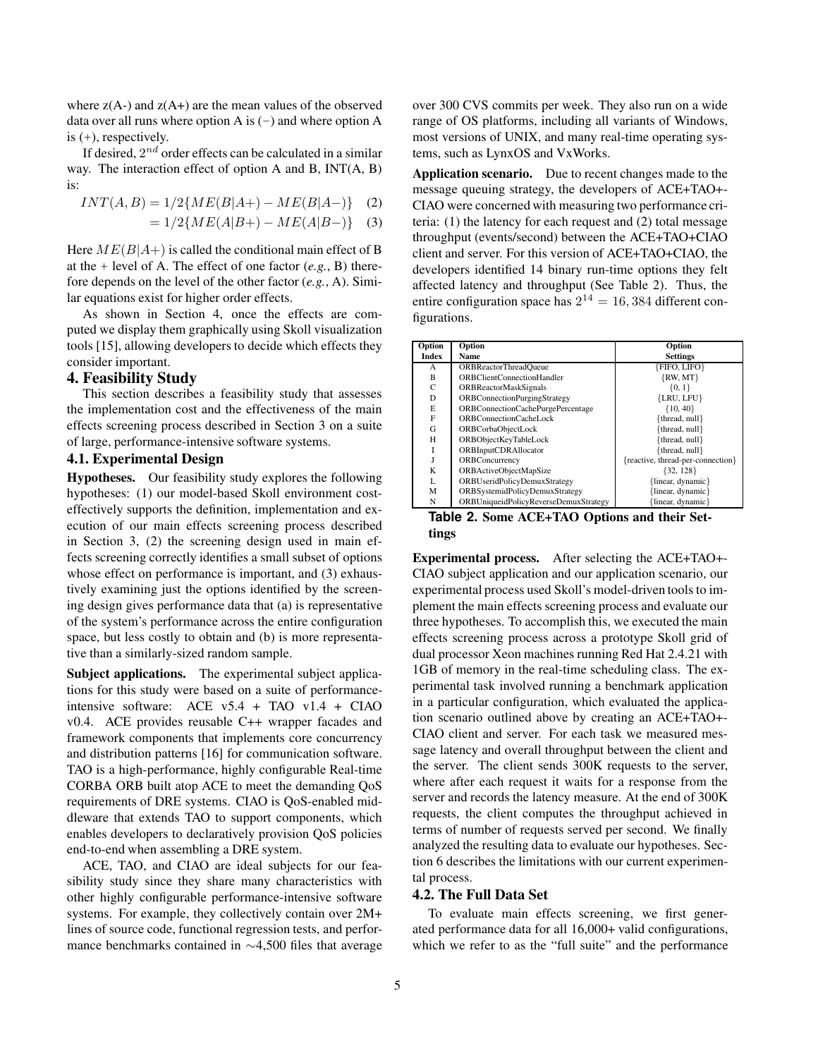where z(A-) and z(A+) are the mean values of the observed data over all runs where option A is (−) and where option A is (+), respectively.

If desired, $2^{nd}$ order effects can be calculated in a similar way. The interaction effect of option A and B, INT(A, B) is:

$$INT(A, B) = 1/2\{ME(B|A+) - ME(B|A-)\} \quad (2)$$
$$= 1/2\{ME(A|B+) - ME(A|B-)\} \quad (3)$$

Here $ME(B|A+)$ is called the conditional main effect of B at the + level of A. The effect of one factor (*e.g.*, B) therefore depends on the level of the other factor (*e.g.*, A). Similar equations exist for higher order effects.

As shown in Section 4, once the effects are computed we display them graphically using Skoll visualization tools [15], allowing developers to decide which effects they consider important.

## 4. Feasibility Study

This section describes a feasibility study that assesses the implementation cost and the effectiveness of the main effects screening process described in Section 3 on a suite of large, performance-intensive software systems.

### 4.1. Experimental Design

**Hypotheses.** Our feasibility study explores the following hypotheses: (1) our model-based Skoll environment cost-effectively supports the definition, implementation and execution of our main effects screening process described in Section 3, (2) the screening design used in main effects screening correctly identifies a small subset of options whose effect on performance is important, and (3) exhaustively examining just the options identified by the screening design gives performance data that (a) is representative of the system's performance across the entire configuration space, but less costly to obtain and (b) is more representative than a similarly-sized random sample.

**Subject applications.** The experimental subject applications for this study were based on a suite of performance-intensive software: ACE v5.4 + TAO v1.4 + CIAO v0.4. ACE provides reusable C++ wrapper facades and framework components that implements core concurrency and distribution patterns [16] for communication software. TAO is a high-performance, highly configurable Real-time CORBA ORB built atop ACE to meet the demanding QoS requirements of DRE systems. CIAO is QoS-enabled middleware that extends TAO to support components, which enables developers to declaratively provision QoS policies end-to-end when assembling a DRE system.

ACE, TAO, and CIAO are ideal subjects for our feasibility study since they share many characteristics with other highly configurable performance-intensive software systems. For example, they collectively contain over 2M+ lines of source code, functional regression tests, and performance benchmarks contained in ∼4,500 files that average over 300 CVS commits per week. They also run on a wide range of OS platforms, including all variants of Windows, most versions of UNIX, and many real-time operating systems, such as LynxOS and VxWorks.

**Application scenario.** Due to recent changes made to the message queuing strategy, the developers of ACE+TAO+-CIAO were concerned with measuring two performance criteria: (1) the latency for each request and (2) total message throughput (events/second) between the ACE+TAO+CIAO client and server. For this version of ACE+TAO+CIAO, the developers identified 14 binary run-time options they felt affected latency and throughput (See Table 2). Thus, the entire configuration space has $2^{14} = 16,384$ different configurations.

| Option Index | Option Name | Option Settings |
|---|---|---|
| A | ORBReactorThreadQueue | {FIFO, LIFO} |
| B | ORBClientConnectionHandler | {RW, MT} |
| C | ORBReactorMaskSignals | {0, 1} |
| D | ORBConnectionPurgingStrategy | {LRU, LFU} |
| E | ORBConnectionCachePurgePercentage | {10, 40} |
| F | ORBConnectionCacheLock | {thread, null} |
| G | ORBCorbaObjectLock | {thread, null} |
| H | ORBObjectKeyTableLock | {thread, null} |
| I | ORBInputCDRAllocator | {thread, null} |
| J | ORBConcurrency | {reactive, thread-per-connection} |
| K | ORBActiveObjectMapSize | {32, 128} |
| L | ORBUseridPolicyDemuxStrategy | {linear, dynamic} |
| M | ORBSystemidPolicyDemuxStrategy | {linear, dynamic} |
| N | ORBUniqueidPolicyReverseDemuxStrategy | {linear, dynamic} |

**Table 2. Some ACE+TAO Options and their Settings**

**Experimental process.** After selecting the ACE+TAO+-CIAO subject application and our application scenario, our experimental process used Skoll's model-driven tools to implement the main effects screening process and evaluate our three hypotheses. To accomplish this, we executed the main effects screening process across a prototype Skoll grid of dual processor Xeon machines running Red Hat 2.4.21 with 1GB of memory in the real-time scheduling class. The experimental task involved running a benchmark application in a particular configuration, which evaluated the application scenario outlined above by creating an ACE+TAO+-CIAO client and server. For each task we measured message latency and overall throughput between the client and the server. The client sends 300K requests to the server, where after each request it waits for a response from the server and records the latency measure. At the end of 300K requests, the client computes the throughput achieved in terms of number of requests served per second. We finally analyzed the resulting data to evaluate our hypotheses. Section 6 describes the limitations with our current experimental process.

### 4.2. The Full Data Set

To evaluate main effects screening, we first generated performance data for all 16,000+ valid configurations, which we refer to as the "full suite" and the performance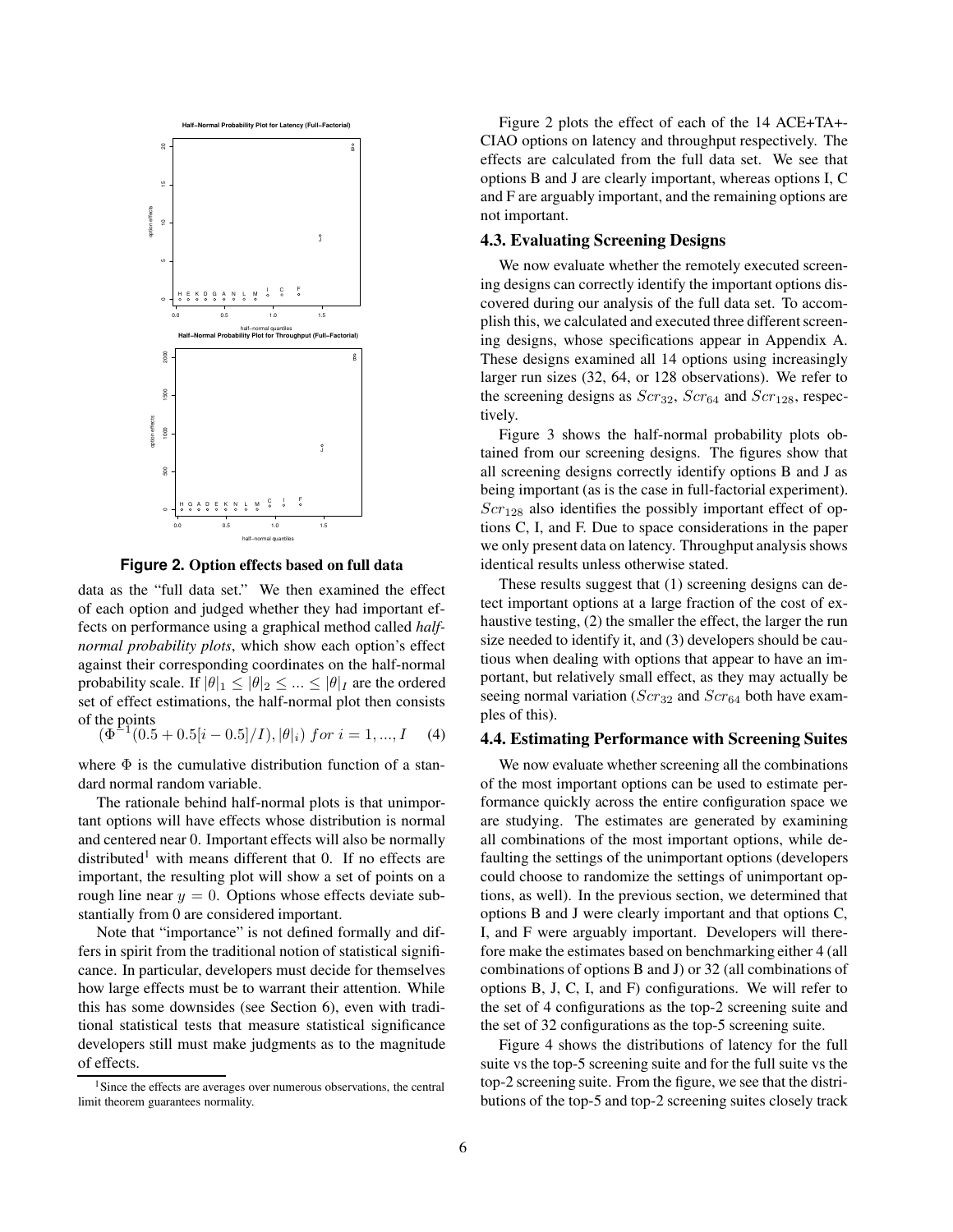Figure 2. Option effects based on full data

data as the "full data set." We then examined the effect of each option and judged whether they had important effects on performance using a graphical method called *half-normal probability plots*, which show each option's effect against their corresponding coordinates on the half-normal probability scale. If $|\theta|_1 \leq |\theta|_2 \leq ... \leq |\theta|_I$ are the ordered set of effect estimations, the half-normal plot then consists of the points

$$(\Phi^{-1}(0.5 + 0.5[i - 0.5]/I), |\theta|_i) \ for \ i = 1, ..., I \quad (4)$$

where $\Phi$ is the cumulative distribution function of a standard normal random variable.

The rationale behind half-normal plots is that unimportant options will have effects whose distribution is normal and centered near 0. Important effects will also be normally distributed[1] with means different that 0. If no effects are important, the resulting plot will show a set of points on a rough line near $y = 0$. Options whose effects deviate substantially from 0 are considered important.

Note that "importance" is not defined formally and differs in spirit from the traditional notion of statistical significance. In particular, developers must decide for themselves how large effects must be to warrant their attention. While this has some downsides (see Section 6), even with traditional statistical tests that measure statistical significance developers still must make judgments as to the magnitude of effects.

[1] Since the effects are averages over numerous observations, the central limit theorem guarantees normality.

Figure 2 plots the effect of each of the 14 ACE+TA+-CIAO options on latency and throughput respectively. The effects are calculated from the full data set. We see that options B and J are clearly important, whereas options I, C and F are arguably important, and the remaining options are not important.

### 4.3. Evaluating Screening Designs

We now evaluate whether the remotely executed screening designs can correctly identify the important options discovered during our analysis of the full data set. To accomplish this, we calculated and executed three different screening designs, whose specifications appear in Appendix A. These designs examined all 14 options using increasingly larger run sizes (32, 64, or 128 observations). We refer to the screening designs as $Scr_{32}$, $Scr_{64}$ and $Scr_{128}$, respectively.

Figure 3 shows the half-normal probability plots obtained from our screening designs. The figures show that all screening designs correctly identify options B and J as being important (as is the case in full-factorial experiment). $Scr_{128}$ also identifies the possibly important effect of options C, I, and F. Due to space considerations in the paper we only present data on latency. Throughput analysis shows identical results unless otherwise stated.

These results suggest that (1) screening designs can detect important options at a large fraction of the cost of exhaustive testing, (2) the smaller the effect, the larger the run size needed to identify it, and (3) developers should be cautious when dealing with options that appear to have an important, but relatively small effect, as they may actually be seeing normal variation ($Scr_{32}$ and $Scr_{64}$ both have examples of this).

### 4.4. Estimating Performance with Screening Suites

We now evaluate whether screening all the combinations of the most important options can be used to estimate performance quickly across the entire configuration space we are studying. The estimates are generated by examining all combinations of the most important options, while defaulting the settings of the unimportant options (developers could choose to randomize the settings of unimportant options, as well). In the previous section, we determined that options B and J were clearly important and that options C, I, and F were arguably important. Developers will therefore make the estimates based on benchmarking either 4 (all combinations of options B and J) or 32 (all combinations of options B, J, C, I, and F) configurations. We will refer to the set of 4 configurations as the top-2 screening suite and the set of 32 configurations as the top-5 screening suite.

Figure 4 shows the distributions of latency for the full suite vs the top-5 screening suite and for the full suite vs the top-2 screening suite. From the figure, we see that the distributions of the top-5 and top-2 screening suites closely track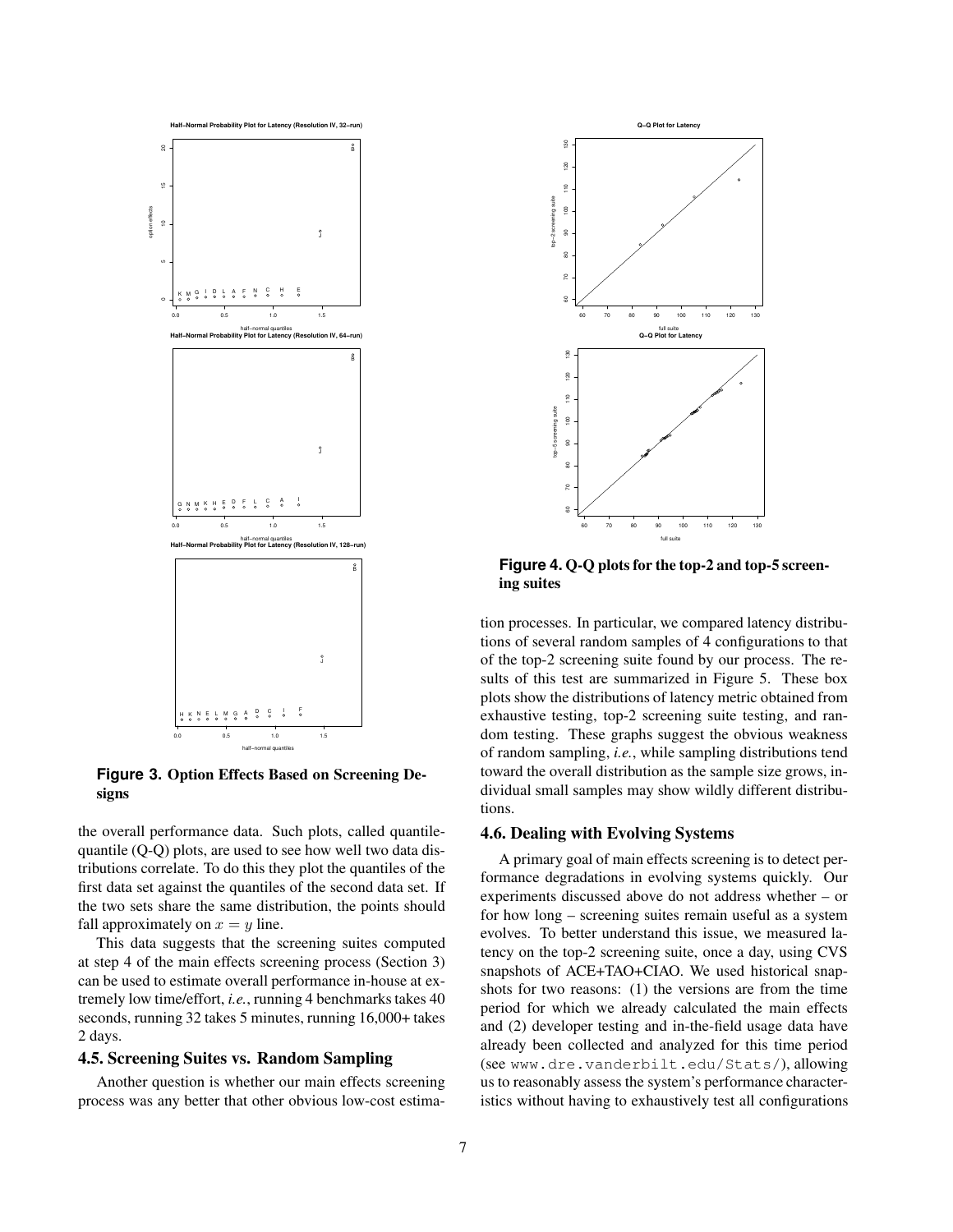**Figure 3.** Option Effects Based on Screening Designs

the overall performance data. Such plots, called quantile-quantile (Q-Q) plots, are used to see how well two data distributions correlate. To do this they plot the quantiles of the first data set against the quantiles of the second data set. If the two sets share the same distribution, the points should fall approximately on $x = y$ line.

This data suggests that the screening suites computed at step 4 of the main effects screening process (Section 3) can be used to estimate overall performance in-house at extremely low time/effort, *i.e.*, running 4 benchmarks takes 40 seconds, running 32 takes 5 minutes, running 16,000+ takes 2 days.

### 4.5. Screening Suites vs. Random Sampling

Another question is whether our main effects screening process was any better that other obvious low-cost estimation processes. In particular, we compared latency distributions of several random samples of 4 configurations to that of the top-2 screening suite found by our process. The results of this test are summarized in Figure 5. These box plots show the distributions of latency metric obtained from exhaustive testing, top-2 screening suite testing, and random testing. These graphs suggest the obvious weakness of random sampling, *i.e.*, while sampling distributions tend toward the overall distribution as the sample size grows, individual small samples may show wildly different distributions.

**Figure 4.** Q-Q plots for the top-2 and top-5 screening suites

### 4.6. Dealing with Evolving Systems

A primary goal of main effects screening is to detect performance degradations in evolving systems quickly. Our experiments discussed above do not address whether – or for how long – screening suites remain useful as a system evolves. To better understand this issue, we measured latency on the top-2 screening suite, once a day, using CVS snapshots of ACE+TAO+CIAO. We used historical snapshots for two reasons: (1) the versions are from the time period for which we already calculated the main effects and (2) developer testing and in-the-field usage data have already been collected and analyzed for this time period (see `www.dre.vanderbilt.edu/Stats/`), allowing us to reasonably assess the system's performance characteristics without having to exhaustively test all configurations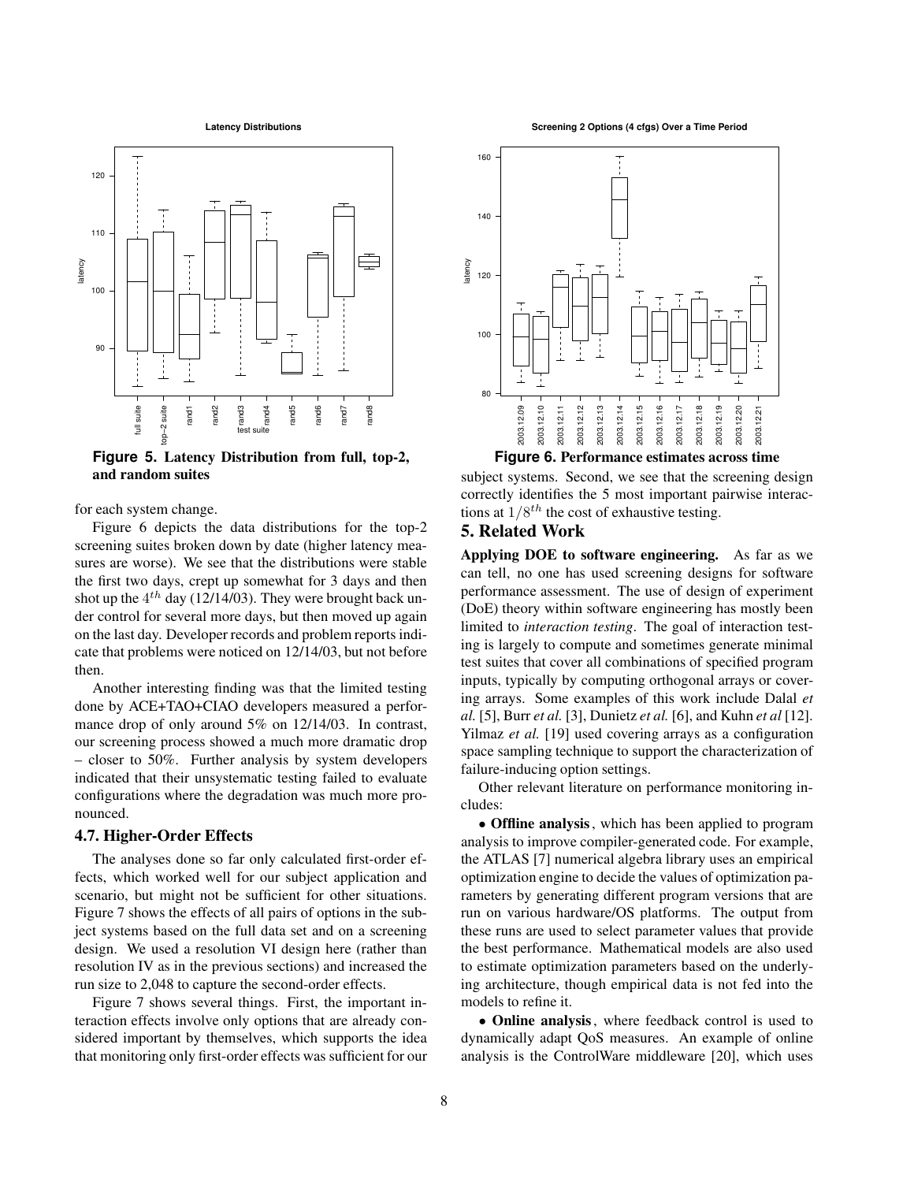**Figure 5. Latency Distribution from full, top-2, and random suites**

**Figure 6. Performance estimates across time**

for each system change.

Figure 6 depicts the data distributions for the top-2 screening suites broken down by date (higher latency measures are worse). We see that the distributions were stable the first two days, crept up somewhat for 3 days and then shot up the $4^{th}$ day (12/14/03). They were brought back under control for several more days, but then moved up again on the last day. Developer records and problem reports indicate that problems were noticed on 12/14/03, but not before then.

Another interesting finding was that the limited testing done by ACE+TAO+CIAO developers measured a performance drop of only around 5% on 12/14/03. In contrast, our screening process showed a much more dramatic drop – closer to 50%. Further analysis by system developers indicated that their unsystematic testing failed to evaluate configurations where the degradation was much more pronounced.

### 4.7. Higher-Order Effects

The analyses done so far only calculated first-order effects, which worked well for our subject application and scenario, but might not be sufficient for other situations. Figure 7 shows the effects of all pairs of options in the subject systems based on the full data set and on a screening design. We used a resolution VI design here (rather than resolution IV as in the previous sections) and increased the run size to 2,048 to capture the second-order effects.

Figure 7 shows several things. First, the important interaction effects involve only options that are already considered important by themselves, which supports the idea that monitoring only first-order effects was sufficient for our subject systems. Second, we see that the screening design correctly identifies the 5 most important pairwise interactions at $1/8^{th}$ the cost of exhaustive testing.

## 5. Related Work

**Applying DOE to software engineering.** As far as we can tell, no one has used screening designs for software performance assessment. The use of design of experiment (DoE) theory within software engineering has mostly been limited to *interaction testing*. The goal of interaction testing is largely to compute and sometimes generate minimal test suites that cover all combinations of specified program inputs, typically by computing orthogonal arrays or covering arrays. Some examples of this work include Dalal *et al.* [5], Burr *et al.* [3], Dunietz *et al.* [6], and Kuhn *et al* [12]. Yilmaz *et al.* [19] used covering arrays as a configuration space sampling technique to support the characterization of failure-inducing option settings.

Other relevant literature on performance monitoring includes:

- **Offline analysis**, which has been applied to program analysis to improve compiler-generated code. For example, the ATLAS [7] numerical algebra library uses an empirical optimization engine to decide the values of optimization parameters by generating different program versions that are run on various hardware/OS platforms. The output from these runs are used to select parameter values that provide the best performance. Mathematical models are also used to estimate optimization parameters based on the underlying architecture, though empirical data is not fed into the models to refine it.

- **Online analysis**, where feedback control is used to dynamically adapt QoS measures. An example of online analysis is the ControlWare middleware [20], which uses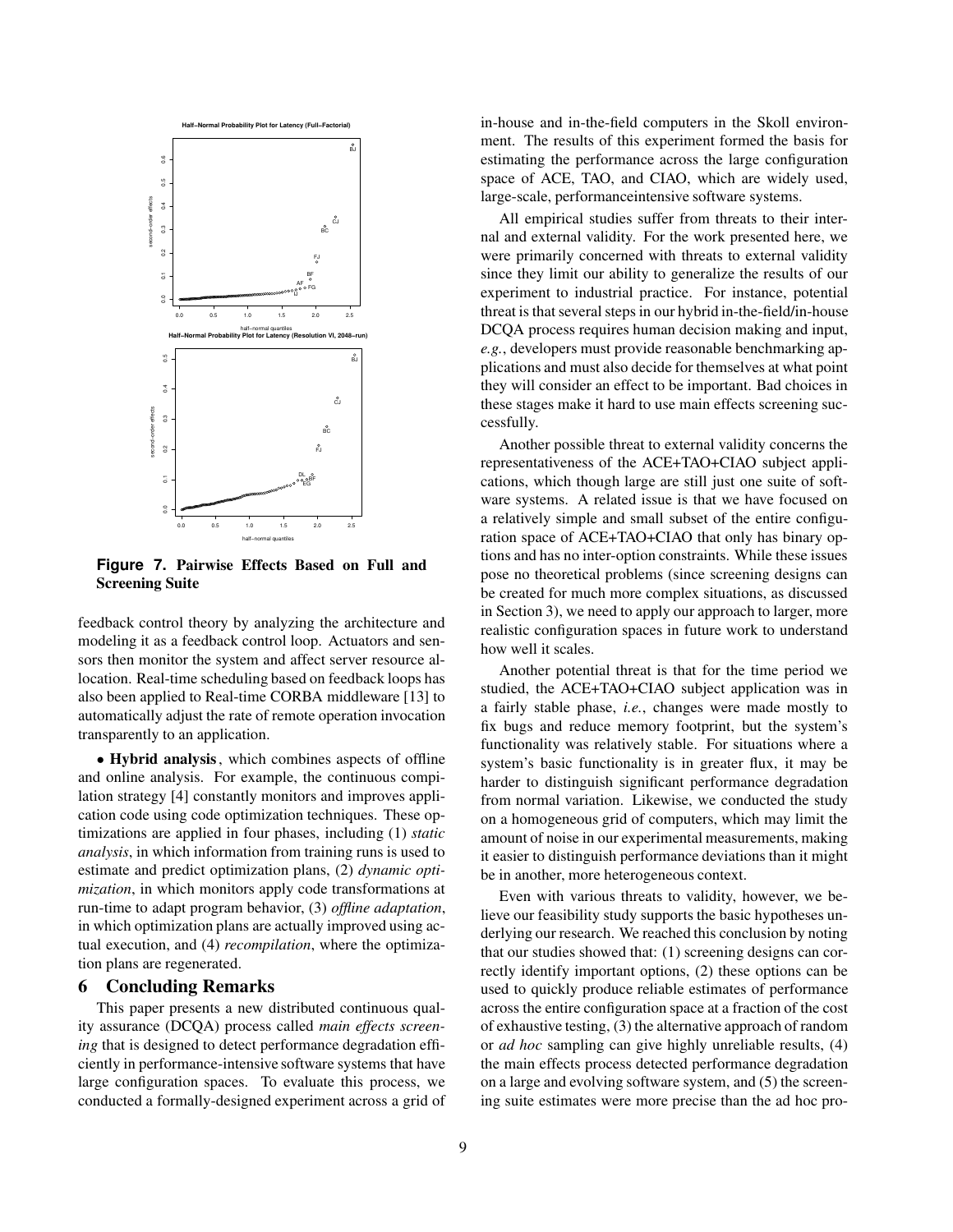**Figure 7. Pairwise Effects Based on Full and Screening Suite**

feedback control theory by analyzing the architecture and modeling it as a feedback control loop. Actuators and sensors then monitor the system and affect server resource allocation. Real-time scheduling based on feedback loops has also been applied to Real-time CORBA middleware [13] to automatically adjust the rate of remote operation invocation transparently to an application.

• **Hybrid analysis**, which combines aspects of offline and online analysis. For example, the continuous compilation strategy [4] constantly monitors and improves application code using code optimization techniques. These optimizations are applied in four phases, including (1) *static analysis*, in which information from training runs is used to estimate and predict optimization plans, (2) *dynamic optimization*, in which monitors apply code transformations at run-time to adapt program behavior, (3) *offline adaptation*, in which optimization plans are actually improved using actual execution, and (4) *recompilation*, where the optimization plans are regenerated.

## 6 Concluding Remarks

This paper presents a new distributed continuous quality assurance (DCQA) process called *main effects screening* that is designed to detect performance degradation efficiently in performance-intensive software systems that have large configuration spaces. To evaluate this process, we conducted a formally-designed experiment across a grid of in-house and in-the-field computers in the Skoll environment. The results of this experiment formed the basis for estimating the performance across the large configuration space of ACE, TAO, and CIAO, which are widely used, large-scale, performanceintensive software systems.

All empirical studies suffer from threats to their internal and external validity. For the work presented here, we were primarily concerned with threats to external validity since they limit our ability to generalize the results of our experiment to industrial practice. For instance, potential threat is that several steps in our hybrid in-the-field/in-house DCQA process requires human decision making and input, *e.g.*, developers must provide reasonable benchmarking applications and must also decide for themselves at what point they will consider an effect to be important. Bad choices in these stages make it hard to use main effects screening successfully.

Another possible threat to external validity concerns the representativeness of the ACE+TAO+CIAO subject applications, which though large are still just one suite of software systems. A related issue is that we have focused on a relatively simple and small subset of the entire configuration space of ACE+TAO+CIAO that only has binary options and has no inter-option constraints. While these issues pose no theoretical problems (since screening designs can be created for much more complex situations, as discussed in Section 3), we need to apply our approach to larger, more realistic configuration spaces in future work to understand how well it scales.

Another potential threat is that for the time period we studied, the ACE+TAO+CIAO subject application was in a fairly stable phase, *i.e.*, changes were made mostly to fix bugs and reduce memory footprint, but the system's functionality was relatively stable. For situations where a system's basic functionality is in greater flux, it may be harder to distinguish significant performance degradation from normal variation. Likewise, we conducted the study on a homogeneous grid of computers, which may limit the amount of noise in our experimental measurements, making it easier to distinguish performance deviations than it might be in another, more heterogeneous context.

Even with various threats to validity, however, we believe our feasibility study supports the basic hypotheses underlying our research. We reached this conclusion by noting that our studies showed that: (1) screening designs can correctly identify important options, (2) these options can be used to quickly produce reliable estimates of performance across the entire configuration space at a fraction of the cost of exhaustive testing, (3) the alternative approach of random or *ad hoc* sampling can give highly unreliable results, (4) the main effects process detected performance degradation on a large and evolving software system, and (5) the screening suite estimates were more precise than the ad hoc pro-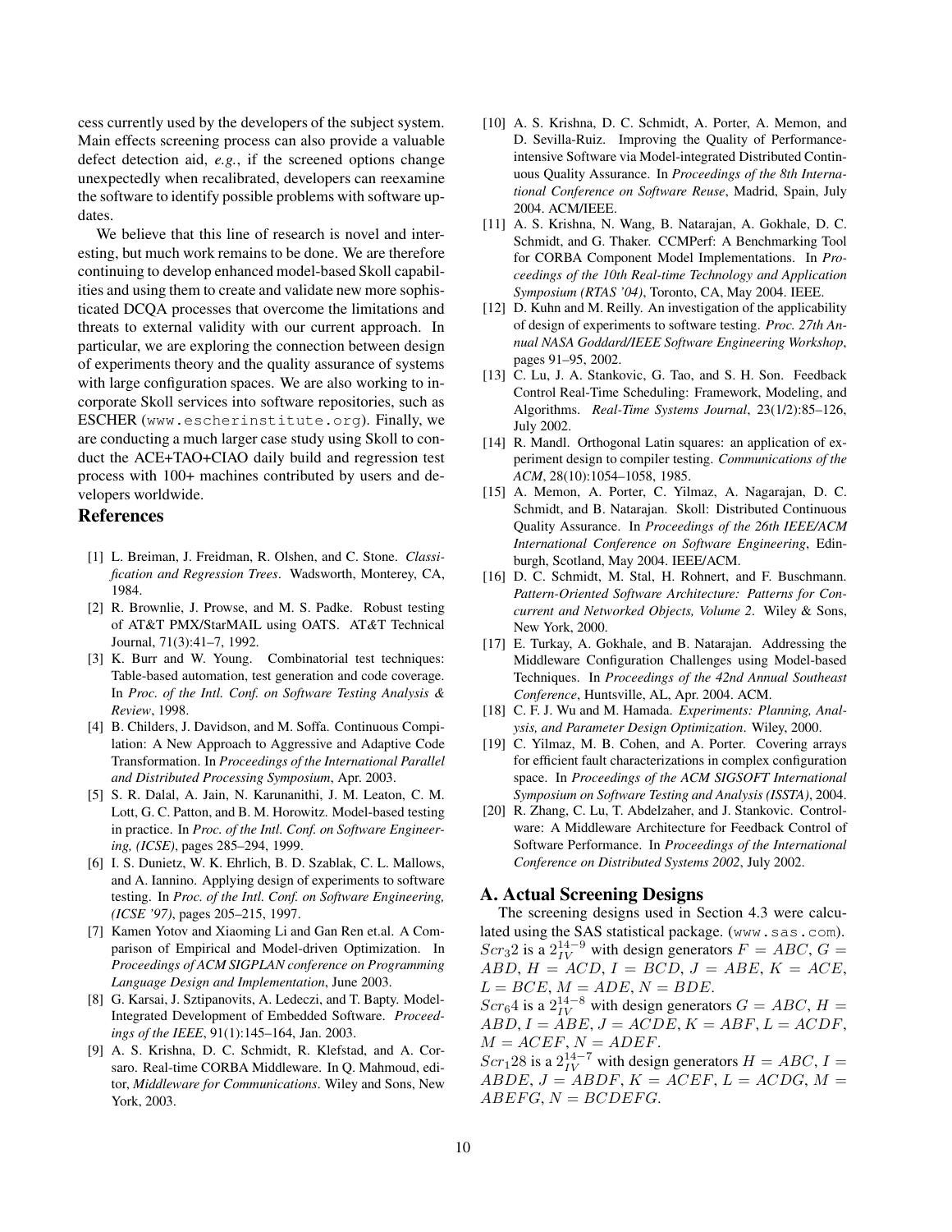cess currently used by the developers of the subject system. Main effects screening process can also provide a valuable defect detection aid, *e.g.*, if the screened options change unexpectedly when recalibrated, developers can reexamine the software to identify possible problems with software updates.

We believe that this line of research is novel and interesting, but much work remains to be done. We are therefore continuing to develop enhanced model-based Skoll capabilities and using them to create and validate new more sophisticated DCQA processes that overcome the limitations and threats to external validity with our current approach. In particular, we are exploring the connection between design of experiments theory and the quality assurance of systems with large configuration spaces. We are also working to incorporate Skoll services into software repositories, such as ESCHER (`www.escherinstitute.org`). Finally, we are conducting a much larger case study using Skoll to conduct the ACE+TAO+CIAO daily build and regression test process with 100+ machines contributed by users and developers worldwide.

## References

[1] L. Breiman, J. Freidman, R. Olshen, and C. Stone. *Classification and Regression Trees*. Wadsworth, Monterey, CA, 1984.

[2] R. Brownlie, J. Prowse, and M. S. Padke. Robust testing of AT&T PMX/StarMAIL using OATS. AT&T Technical Journal, 71(3):41–7, 1992.

[3] K. Burr and W. Young. Combinatorial test techniques: Table-based automation, test generation and code coverage. In *Proc. of the Intl. Conf. on Software Testing Analysis & Review*, 1998.

[4] B. Childers, J. Davidson, and M. Soffa. Continuous Compilation: A New Approach to Aggressive and Adaptive Code Transformation. In *Proceedings of the International Parallel and Distributed Processing Symposium*, Apr. 2003.

[5] S. R. Dalal, A. Jain, N. Karunanithi, J. M. Leaton, C. M. Lott, G. C. Patton, and B. M. Horowitz. Model-based testing in practice. In *Proc. of the Intl. Conf. on Software Engineering, (ICSE)*, pages 285–294, 1999.

[6] I. S. Dunietz, W. K. Ehrlich, B. D. Szablak, C. L. Mallows, and A. Iannino. Applying design of experiments to software testing. In *Proc. of the Intl. Conf. on Software Engineering, (ICSE '97)*, pages 205–215, 1997.

[7] Kamen Yotov and Xiaoming Li and Gan Ren et.al. A Comparison of Empirical and Model-driven Optimization. In *Proceedings of ACM SIGPLAN conference on Programming Language Design and Implementation*, June 2003.

[8] G. Karsai, J. Sztipanovits, A. Ledeczi, and T. Bapty. Model-Integrated Development of Embedded Software. *Proceedings of the IEEE*, 91(1):145–164, Jan. 2003.

[9] A. S. Krishna, D. C. Schmidt, R. Klefstad, and A. Corsaro. Real-time CORBA Middleware. In Q. Mahmoud, editor, *Middleware for Communications*. Wiley and Sons, New York, 2003.

[10] A. S. Krishna, D. C. Schmidt, A. Porter, A. Memon, and D. Sevilla-Ruiz. Improving the Quality of Performance-intensive Software via Model-integrated Distributed Continuous Quality Assurance. In *Proceedings of the 8th International Conference on Software Reuse*, Madrid, Spain, July 2004. ACM/IEEE.

[11] A. S. Krishna, N. Wang, B. Natarajan, A. Gokhale, D. C. Schmidt, and G. Thaker. CCMPerf: A Benchmarking Tool for CORBA Component Model Implementations. In *Proceedings of the 10th Real-time Technology and Application Symposium (RTAS '04)*, Toronto, CA, May 2004. IEEE.

[12] D. Kuhn and M. Reilly. An investigation of the applicability of design of experiments to software testing. *Proc. 27th Annual NASA Goddard/IEEE Software Engineering Workshop*, pages 91–95, 2002.

[13] C. Lu, J. A. Stankovic, G. Tao, and S. H. Son. Feedback Control Real-Time Scheduling: Framework, Modeling, and Algorithms. *Real-Time Systems Journal*, 23(1/2):85–126, July 2002.

[14] R. Mandl. Orthogonal Latin squares: an application of experiment design to compiler testing. *Communications of the ACM*, 28(10):1054–1058, 1985.

[15] A. Memon, A. Porter, C. Yilmaz, A. Nagarajan, D. C. Schmidt, and B. Natarajan. Skoll: Distributed Continuous Quality Assurance. In *Proceedings of the 26th IEEE/ACM International Conference on Software Engineering*, Edinburgh, Scotland, May 2004. IEEE/ACM.

[16] D. C. Schmidt, M. Stal, H. Rohnert, and F. Buschmann. *Pattern-Oriented Software Architecture: Patterns for Concurrent and Networked Objects, Volume 2*. Wiley & Sons, New York, 2000.

[17] E. Turkay, A. Gokhale, and B. Natarajan. Addressing the Middleware Configuration Challenges using Model-based Techniques. In *Proceedings of the 42nd Annual Southeast Conference*, Huntsville, AL, Apr. 2004. ACM.

[18] C. F. J. Wu and M. Hamada. *Experiments: Planning, Analysis, and Parameter Design Optimization*. Wiley, 2000.

[19] C. Yilmaz, M. B. Cohen, and A. Porter. Covering arrays for efficient fault characterizations in complex configuration space. In *Proceedings of the ACM SIGSOFT International Symposium on Software Testing and Analysis (ISSTA)*, 2004.

[20] R. Zhang, C. Lu, T. Abdelzaher, and J. Stankovic. Controlware: A Middleware Architecture for Feedback Control of Software Performance. In *Proceedings of the International Conference on Distributed Systems 2002*, July 2002.

## A. Actual Screening Designs

The screening designs used in Section 4.3 were calculated using the SAS statistical package. (`www.sas.com`). $Scr_3 2$ is a $2_{IV}^{14-9}$ with design generators $F = ABC$, $G = ABD$, $H = ACD$, $I = BCD$, $J = ABE$, $K = ACE$, $L = BCE$, $M = ADE$, $N = BDE$.

$Scr_6 4$ is a $2_{IV}^{14-8}$ with design generators $G = ABC$, $H = ABD$, $I = ABE$, $J = ACDE$, $K = ABF$, $L = ACDF$, $M = ACEF$, $N = ADEF$.

$Scr_1 28$ is a $2_{IV}^{14-7}$ with design generators $H = ABC$, $I = ABDE$, $J = ABDF$, $K = ACEF$, $L = ACDG$, $M = ABEFG$, $N = BCDEFG$.